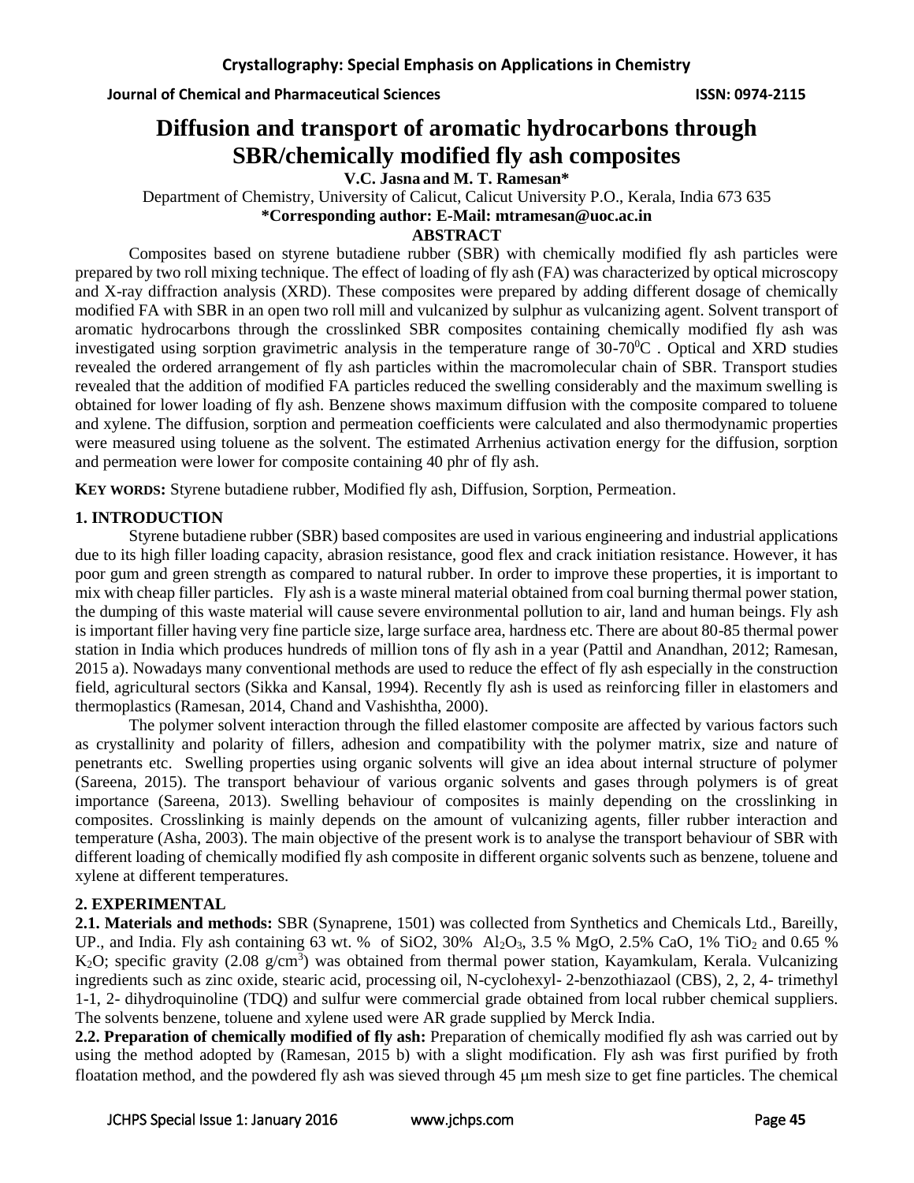# Diffusion and transport of aromatic hydrocarbons through SBR/chemically modified fly ash composites

**V.C. Jasna and M. T. Ramesan***

Department of Chemistry, University of Calicut, Calicut University P.O., Kerala, India 673 635

**\*Corresponding author: E-Mail: mtramesan@uoc.ac.in**

## ABSTRACT

Composites based on styrene butadiene rubber (SBR) with chemically modified fly ash particles were prepared by two roll mixing technique. The effect of loading of fly ash (FA) was characterized by optical microscopy and X-ray diffraction analysis (XRD). These composites were prepared by adding different dosage of chemically modified FA with SBR in an open two roll mill and vulcanized by sulphur as vulcanizing agent. Solvent transport of aromatic hydrocarbons through the crosslinked SBR composites containing chemically modified fly ash was investigated using sorption gravimetric analysis in the temperature range of 30-70$^0$C . Optical and XRD studies revealed the ordered arrangement of fly ash particles within the macromolecular chain of SBR. Transport studies revealed that the addition of modified FA particles reduced the swelling considerably and the maximum swelling is obtained for lower loading of fly ash. Benzene shows maximum diffusion with the composite compared to toluene and xylene. The diffusion, sorption and permeation coefficients were calculated and also thermodynamic properties were measured using toluene as the solvent. The estimated Arrhenius activation energy for the diffusion, sorption and permeation were lower for composite containing 40 phr of fly ash.

**KEY WORDS:** Styrene butadiene rubber, Modified fly ash, Diffusion, Sorption, Permeation.

## 1. INTRODUCTION

Styrene butadiene rubber (SBR) based composites are used in various engineering and industrial applications due to its high filler loading capacity, abrasion resistance, good flex and crack initiation resistance. However, it has poor gum and green strength as compared to natural rubber. In order to improve these properties, it is important to mix with cheap filler particles. Fly ash is a waste mineral material obtained from coal burning thermal power station, the dumping of this waste material will cause severe environmental pollution to air, land and human beings. Fly ash is important filler having very fine particle size, large surface area, hardness etc. There are about 80-85 thermal power station in India which produces hundreds of million tons of fly ash in a year (Pattil and Anandhan, 2012; Ramesan, 2015 a). Nowadays many conventional methods are used to reduce the effect of fly ash especially in the construction field, agricultural sectors (Sikka and Kansal, 1994). Recently fly ash is used as reinforcing filler in elastomers and thermoplastics (Ramesan, 2014, Chand and Vashishtha, 2000).

The polymer solvent interaction through the filled elastomer composite are affected by various factors such as crystallinity and polarity of fillers, adhesion and compatibility with the polymer matrix, size and nature of penetrants etc. Swelling properties using organic solvents will give an idea about internal structure of polymer (Sareena, 2015). The transport behaviour of various organic solvents and gases through polymers is of great importance (Sareena, 2013). Swelling behaviour of composites is mainly depending on the crosslinking in composites. Crosslinking is mainly depends on the amount of vulcanizing agents, filler rubber interaction and temperature (Asha, 2003). The main objective of the present work is to analyse the transport behaviour of SBR with different loading of chemically modified fly ash composite in different organic solvents such as benzene, toluene and xylene at different temperatures.

## 2. EXPERIMENTAL

**2.1. Materials and methods:** SBR (Synaprene, 1501) was collected from Synthetics and Chemicals Ltd., Bareilly, UP., and India. Fly ash containing 63 wt. % of $SiO_2$, 30% $Al_2O_3$, 3.5 % MgO, 2.5% CaO, 1% $TiO_2$ and 0.65 % $K_2O$; specific gravity (2.08 g/cm$^3$) was obtained from thermal power station, Kayamkulam, Kerala. Vulcanizing ingredients such as zinc oxide, stearic acid, processing oil, N-cyclohexyl- 2-benzothiazaol (CBS), 2, 2, 4- trimethyl 1-1, 2- dihydroquinoline (TDQ) and sulfur were commercial grade obtained from local rubber chemical suppliers. The solvents benzene, toluene and xylene used were AR grade supplied by Merck India.

**2.2. Preparation of chemically modified of fly ash:** Preparation of chemically modified fly ash was carried out by using the method adopted by (Ramesan, 2015 b) with a slight modification. Fly ash was first purified by froth floatation method, and the powdered fly ash was sieved through 45 μm mesh size to get fine particles. The chemical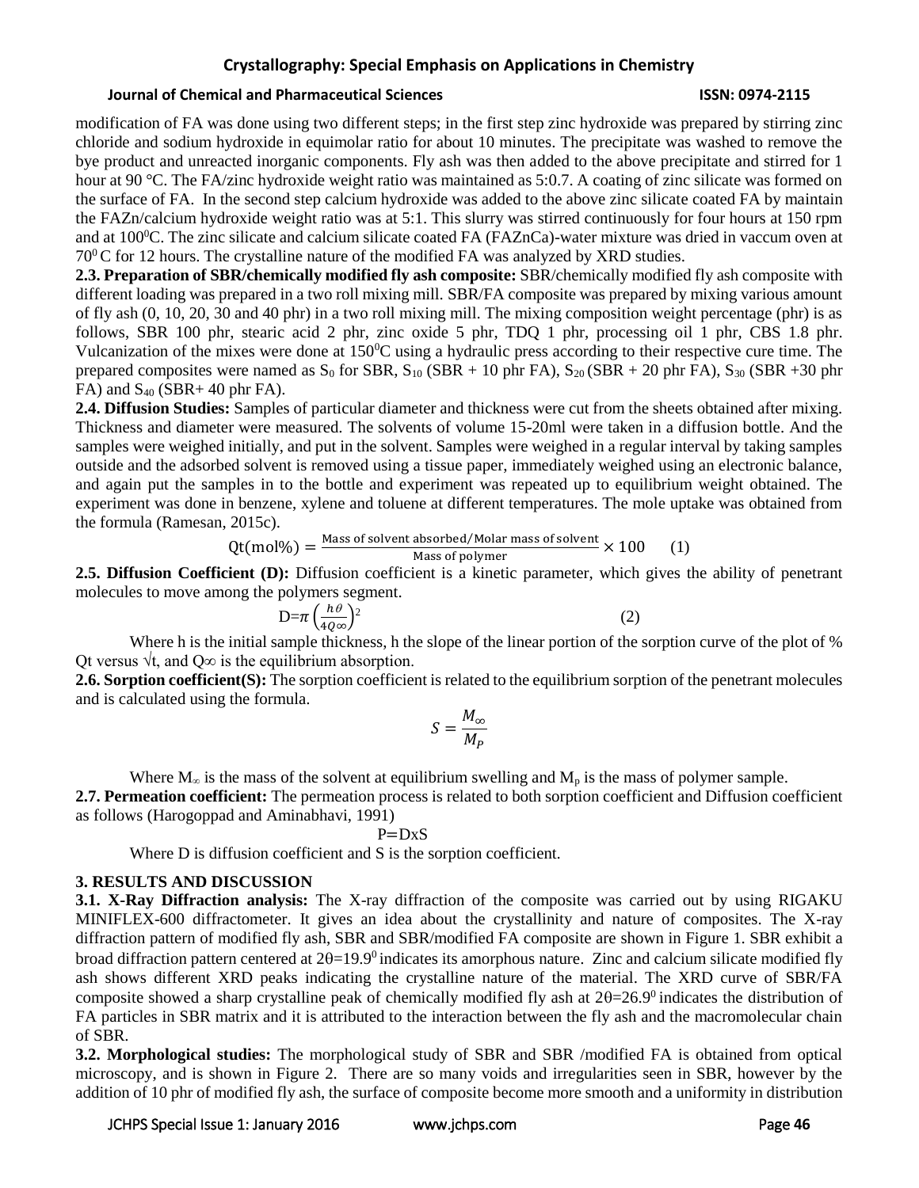modification of FA was done using two different steps; in the first step zinc hydroxide was prepared by stirring zinc chloride and sodium hydroxide in equimolar ratio for about 10 minutes. The precipitate was washed to remove the bye product and unreacted inorganic components. Fly ash was then added to the above precipitate and stirred for 1 hour at 90 °C. The FA/zinc hydroxide weight ratio was maintained as 5:0.7. A coating of zinc silicate was formed on the surface of FA. In the second step calcium hydroxide was added to the above zinc silicate coated FA by maintain the FAZn/calcium hydroxide weight ratio was at 5:1. This slurry was stirred continuously for four hours at 150 rpm and at $100^0$C. The zinc silicate and calcium silicate coated FA (FAZnCa)-water mixture was dried in vaccum oven at $70^0$ C for 12 hours. The crystalline nature of the modified FA was analyzed by XRD studies.

**2.3. Preparation of SBR/chemically modified fly ash composite:** SBR/chemically modified fly ash composite with different loading was prepared in a two roll mixing mill. SBR/FA composite was prepared by mixing various amount of fly ash (0, 10, 20, 30 and 40 phr) in a two roll mixing mill. The mixing composition weight percentage (phr) is as follows, SBR 100 phr, stearic acid 2 phr, zinc oxide 5 phr, TDQ 1 phr, processing oil 1 phr, CBS 1.8 phr. Vulcanization of the mixes were done at $150^0$C using a hydraulic press according to their respective cure time. The prepared composites were named as $S_0$ for SBR, $S_{10}$ (SBR + 10 phr FA), $S_{20}$ (SBR + 20 phr FA), $S_{30}$ (SBR +30 phr FA) and $S_{40}$ (SBR+ 40 phr FA).

**2.4. Diffusion Studies:** Samples of particular diameter and thickness were cut from the sheets obtained after mixing. Thickness and diameter were measured. The solvents of volume 15-20ml were taken in a diffusion bottle. And the samples were weighed initially, and put in the solvent. Samples were weighed in a regular interval by taking samples outside and the adsorbed solvent is removed using a tissue paper, immediately weighed using an electronic balance, and again put the samples in to the bottle and experiment was repeated up to equilibrium weight obtained. The experiment was done in benzene, xylene and toluene at different temperatures. The mole uptake was obtained from the formula (Ramesan, 2015c).

$$Qt(\text{mol\%}) = \frac{\text{Mass of solvent absorbed/Molar mass of solvent}}{\text{Mass of polymer}} \times 100 \qquad (1)$$

**2.5. Diffusion Coefficient (D):** Diffusion coefficient is a kinetic parameter, which gives the ability of penetrant molecules to move among the polymers segment.

$$D=\pi \left(\frac{h\theta}{4Q\infty}\right)^2 \qquad (2)$$

Where h is the initial sample thickness, h the slope of the linear portion of the sorption curve of the plot of % Qt versus √t, and Q∞ is the equilibrium absorption.

**2.6. Sorption coefficient(S):** The sorption coefficient is related to the equilibrium sorption of the penetrant molecules and is calculated using the formula.

$$S = \frac{M_\infty}{M_P}$$

Where $M_\infty$ is the mass of the solvent at equilibrium swelling and $M_p$ is the mass of polymer sample.

**2.7. Permeation coefficient:** The permeation process is related to both sorption coefficient and Diffusion coefficient as follows (Harogoppad and Aminabhavi, 1991)

$$P = D x S$$

Where D is diffusion coefficient and S is the sorption coefficient.

## 3. RESULTS AND DISCUSSION

**3.1. X-Ray Diffraction analysis:** The X-ray diffraction of the composite was carried out by using RIGAKU MINIFLEX-600 diffractometer. It gives an idea about the crystallinity and nature of composites. The X-ray diffraction pattern of modified fly ash, SBR and SBR/modified FA composite are shown in Figure 1. SBR exhibit a broad diffraction pattern centered at $2\theta=19.9^0$ indicates its amorphous nature. Zinc and calcium silicate modified fly ash shows different XRD peaks indicating the crystalline nature of the material. The XRD curve of SBR/FA composite showed a sharp crystalline peak of chemically modified fly ash at $2\theta=26.9^0$ indicates the distribution of FA particles in SBR matrix and it is attributed to the interaction between the fly ash and the macromolecular chain of SBR.

**3.2. Morphological studies:** The morphological study of SBR and SBR /modified FA is obtained from optical microscopy, and is shown in Figure 2. There are so many voids and irregularities seen in SBR, however by the addition of 10 phr of modified fly ash, the surface of composite become more smooth and a uniformity in distribution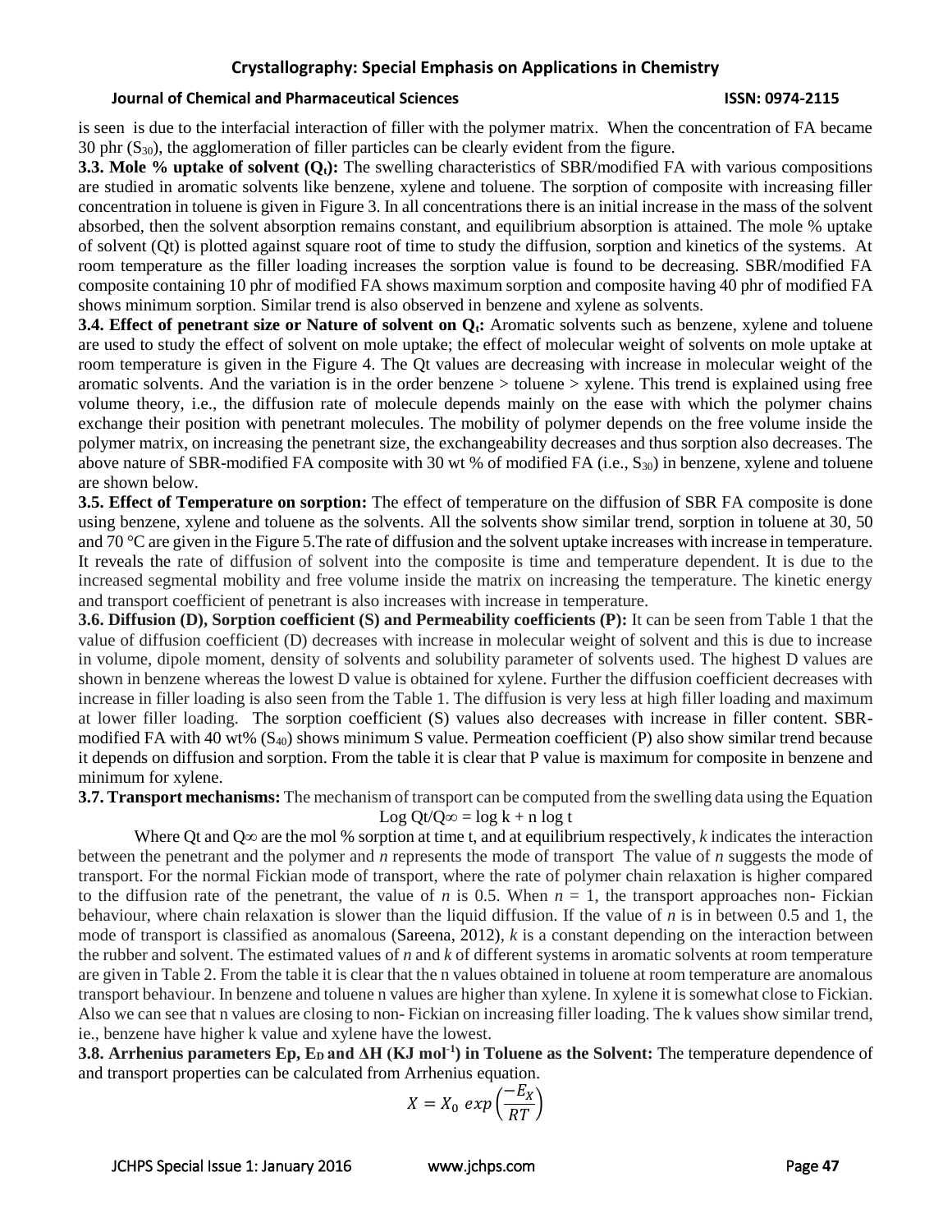is seen is due to the interfacial interaction of filler with the polymer matrix. When the concentration of FA became 30 phr ($S_{30}$), the agglomeration of filler particles can be clearly evident from the figure.

**3.3. Mole % uptake of solvent ($Q_t$):** The swelling characteristics of SBR/modified FA with various compositions are studied in aromatic solvents like benzene, xylene and toluene. The sorption of composite with increasing filler concentration in toluene is given in Figure 3. In all concentrations there is an initial increase in the mass of the solvent absorbed, then the solvent absorption remains constant, and equilibrium absorption is attained. The mole % uptake of solvent (Qt) is plotted against square root of time to study the diffusion, sorption and kinetics of the systems. At room temperature as the filler loading increases the sorption value is found to be decreasing. SBR/modified FA composite containing 10 phr of modified FA shows maximum sorption and composite having 40 phr of modified FA shows minimum sorption. Similar trend is also observed in benzene and xylene as solvents.

**3.4. Effect of penetrant size or Nature of solvent on $Q_t$:** Aromatic solvents such as benzene, xylene and toluene are used to study the effect of solvent on mole uptake; the effect of molecular weight of solvents on mole uptake at room temperature is given in the Figure 4. The Qt values are decreasing with increase in molecular weight of the aromatic solvents. And the variation is in the order benzene > toluene > xylene. This trend is explained using free volume theory, i.e., the diffusion rate of molecule depends mainly on the ease with which the polymer chains exchange their position with penetrant molecules. The mobility of polymer depends on the free volume inside the polymer matrix, on increasing the penetrant size, the exchangeability decreases and thus sorption also decreases. The above nature of SBR-modified FA composite with 30 wt % of modified FA (i.e., $S_{30}$) in benzene, xylene and toluene are shown below.

**3.5. Effect of Temperature on sorption:** The effect of temperature on the diffusion of SBR FA composite is done using benzene, xylene and toluene as the solvents. All the solvents show similar trend, sorption in toluene at 30, 50 and 70 °C are given in the Figure 5.The rate of diffusion and the solvent uptake increases with increase in temperature. It reveals the rate of diffusion of solvent into the composite is time and temperature dependent. It is due to the increased segmental mobility and free volume inside the matrix on increasing the temperature. The kinetic energy and transport coefficient of penetrant is also increases with increase in temperature.

**3.6. Diffusion (D), Sorption coefficient (S) and Permeability coefficients (P):** It can be seen from Table 1 that the value of diffusion coefficient (D) decreases with increase in molecular weight of solvent and this is due to increase in volume, dipole moment, density of solvents and solubility parameter of solvents used. The highest D values are shown in benzene whereas the lowest D value is obtained for xylene. Further the diffusion coefficient decreases with increase in filler loading is also seen from the Table 1. The diffusion is very less at high filler loading and maximum at lower filler loading. The sorption coefficient (S) values also decreases with increase in filler content. SBR-modified FA with 40 wt% ($S_{40}$) shows minimum S value. Permeation coefficient (P) also show similar trend because it depends on diffusion and sorption. From the table it is clear that P value is maximum for composite in benzene and minimum for xylene.

**3.7. Transport mechanisms:** The mechanism of transport can be computed from the swelling data using the Equation

$$\log Q_t/Q_\infty = \log k + n \log t$$

Where Qt and Q∞ are the mol % sorption at time t, and at equilibrium respectively, *k* indicates the interaction between the penetrant and the polymer and *n* represents the mode of transport The value of *n* suggests the mode of transport. For the normal Fickian mode of transport, where the rate of polymer chain relaxation is higher compared to the diffusion rate of the penetrant, the value of *n* is 0.5. When $n = 1$, the transport approaches non- Fickian behaviour, where chain relaxation is slower than the liquid diffusion. If the value of *n* is in between 0.5 and 1, the mode of transport is classified as anomalous (Sareena, 2012), *k* is a constant depending on the interaction between the rubber and solvent. The estimated values of *n* and *k* of different systems in aromatic solvents at room temperature are given in Table 2. From the table it is clear that the n values obtained in toluene at room temperature are anomalous transport behaviour. In benzene and toluene n values are higher than xylene. In xylene it is somewhat close to Fickian. Also we can see that n values are closing to non- Fickian on increasing filler loading. The k values show similar trend, ie., benzene have higher k value and xylene have the lowest.

**3.8. Arrhenius parameters Ep, $E_D$ and ΔH (KJ mol$^{-1}$) in Toluene as the Solvent:** The temperature dependence of and transport properties can be calculated from Arrhenius equation.

$$X = X_0 \, exp\left(\frac{-E_X}{RT}\right)$$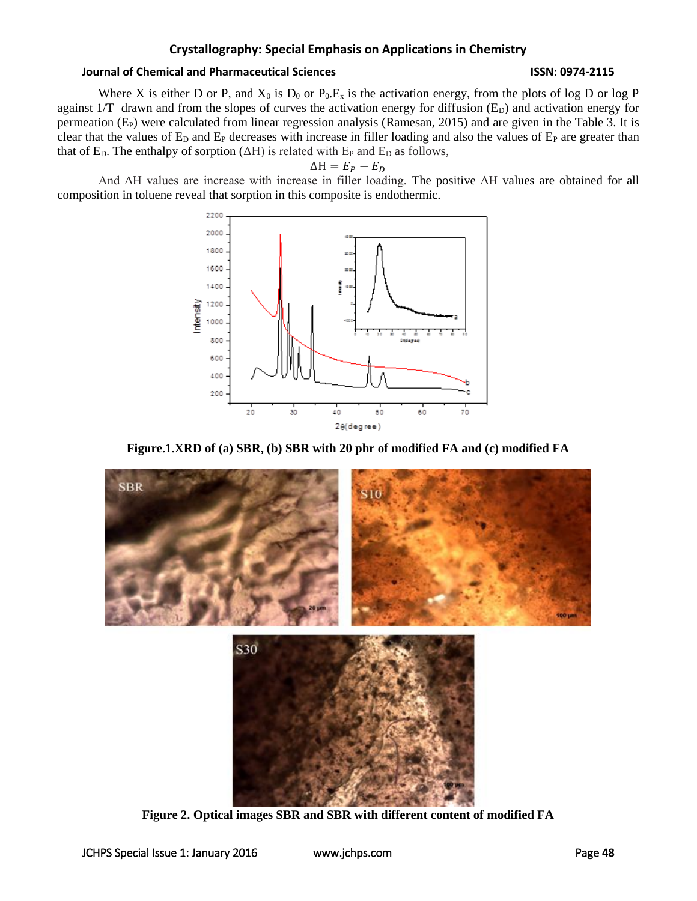Where X is either D or P, and $X_0$ is $D_0$ or $P_0$.$E_x$ is the activation energy, from the plots of log D or log P against 1/T drawn and from the slopes of curves the activation energy for diffusion ($E_D$) and activation energy for permeation ($E_P$) were calculated from linear regression analysis (Ramesan, 2015) and are given in the Table 3. It is clear that the values of $E_D$ and $E_P$ decreases with increase in filler loading and also the values of $E_P$ are greater than that of $E_D$. The enthalpy of sorption (ΔH) is related with $E_P$ and $E_D$ as follows,

$$\Delta H = E_P - E_D$$

And ΔH values are increase with increase in filler loading. The positive ΔH values are obtained for all composition in toluene reveal that sorption in this composite is endothermic.

**Figure.1.XRD of (a) SBR, (b) SBR with 20 phr of modified FA and (c) modified FA**

**Figure 2. Optical images SBR and SBR with different content of modified FA**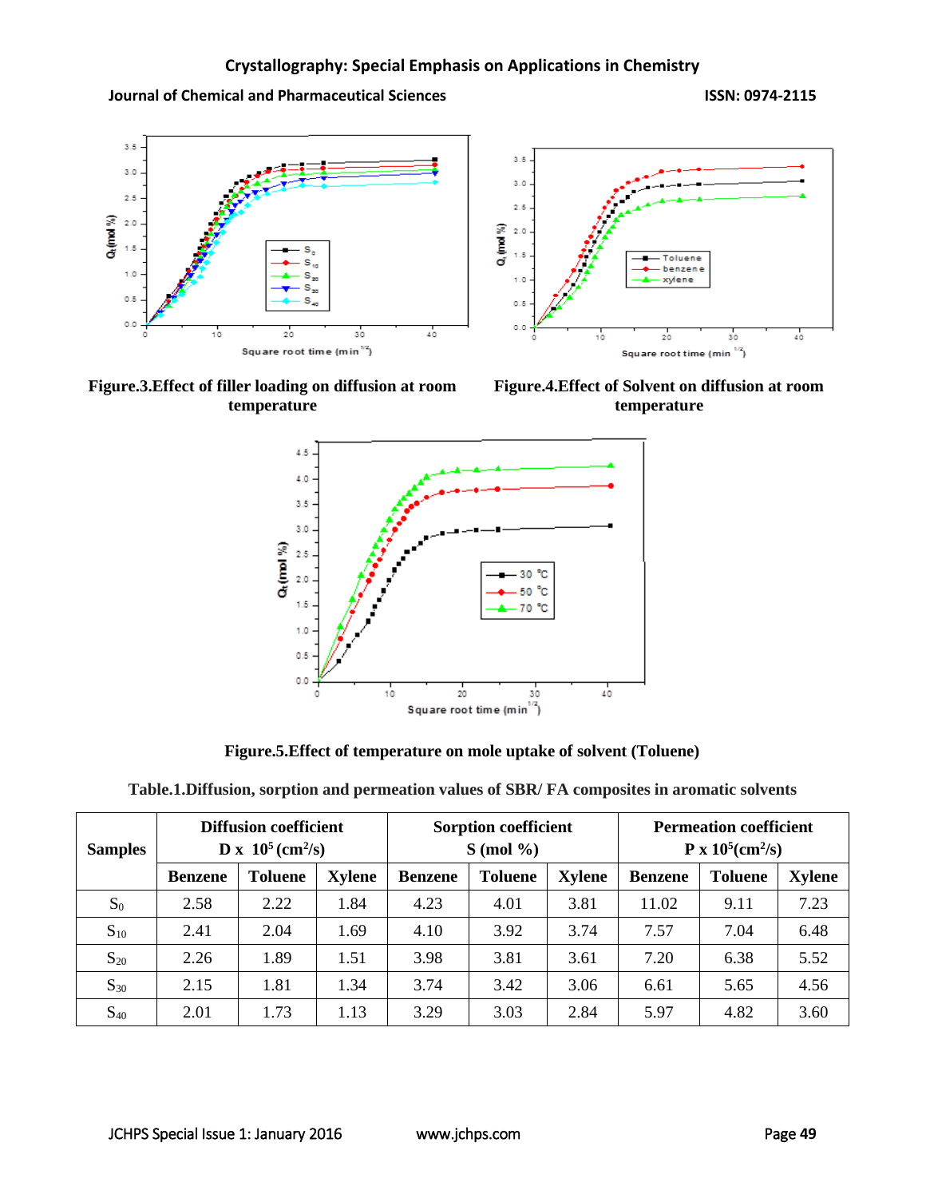Figure.3.Effect of filler loading on diffusion at room temperature

Figure.4.Effect of Solvent on diffusion at room temperature

Figure.5.Effect of temperature on mole uptake of solvent (Toluene)

**Table.1.Diffusion, sorption and permeation values of SBR/ FA composites in aromatic solvents**

| Samples | Diffusion coefficient D x $10^5$ (cm$^2$/s) | | | Sorption coefficient S (mol %) | | | Permeation coefficient P x $10^5$(cm$^2$/s) | | |
|---|---|---|---|---|---|---|---|---|---|
| | Benzene | Toluene | Xylene | Benzene | Toluene | Xylene | Benzene | Toluene | Xylene |
| $S_0$ | 2.58 | 2.22 | 1.84 | 4.23 | 4.01 | 3.81 | 11.02 | 9.11 | 7.23 |
| $S_{10}$ | 2.41 | 2.04 | 1.69 | 4.10 | 3.92 | 3.74 | 7.57 | 7.04 | 6.48 |
| $S_{20}$ | 2.26 | 1.89 | 1.51 | 3.98 | 3.81 | 3.61 | 7.20 | 6.38 | 5.52 |
| $S_{30}$ | 2.15 | 1.81 | 1.34 | 3.74 | 3.42 | 3.06 | 6.61 | 5.65 | 4.56 |
| $S_{40}$ | 2.01 | 1.73 | 1.13 | 3.29 | 3.03 | 2.84 | 5.97 | 4.82 | 3.60 |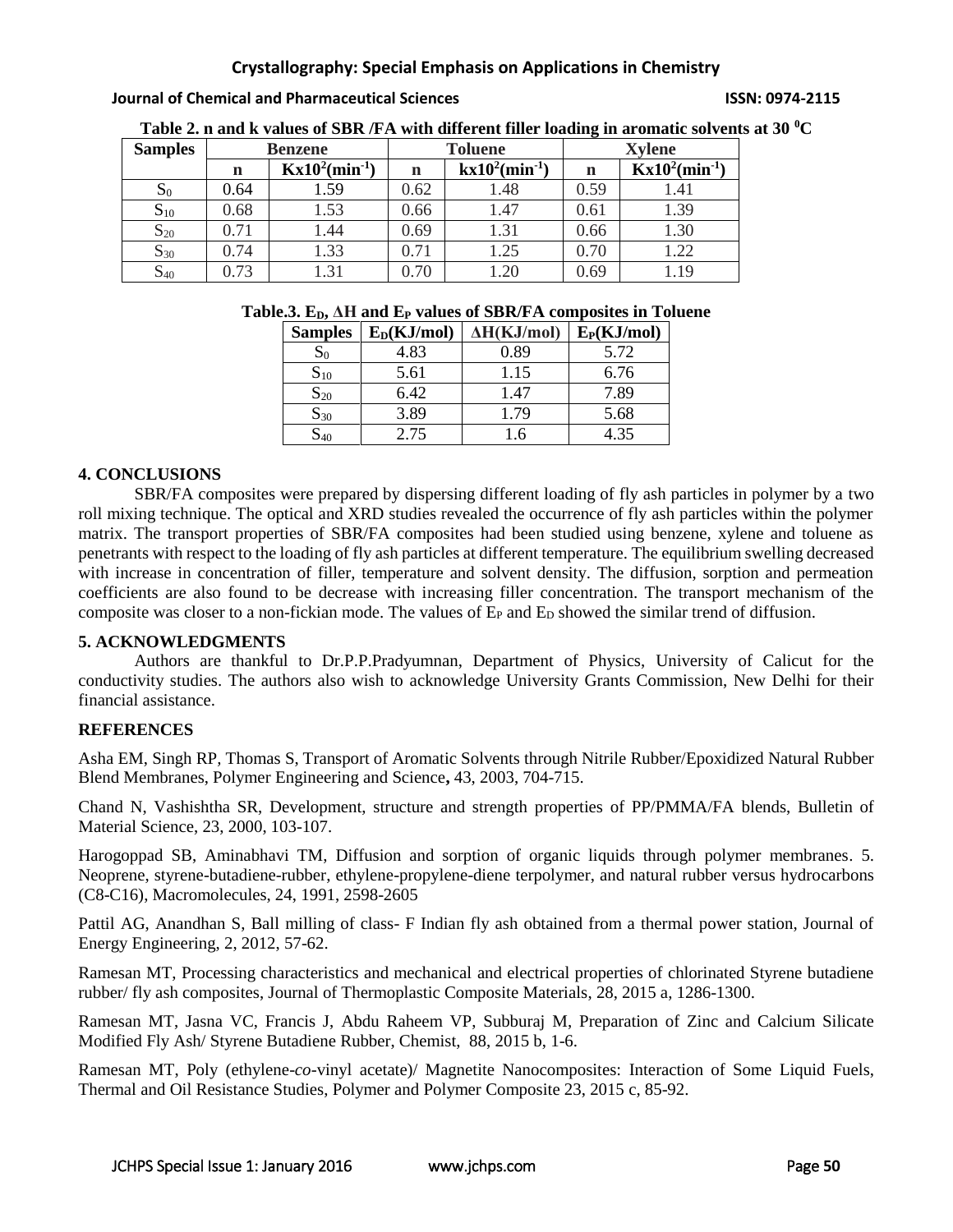**Table 2. n and k values of SBR /FA with different filler loading in aromatic solvents at 30 $^0$C**

| Samples | Benzene | | Toluene | | Xylene | |
|---|---|---|---|---|---|---|
| | n | $Kx10^2(min^{-1})$ | n | $kx10^2(min^{-1})$ | n | $Kx10^2(min^{-1})$ |
| $S_0$ | 0.64 | 1.59 | 0.62 | 1.48 | 0.59 | 1.41 |
| $S_{10}$ | 0.68 | 1.53 | 0.66 | 1.47 | 0.61 | 1.39 |
| $S_{20}$ | 0.71 | 1.44 | 0.69 | 1.31 | 0.66 | 1.30 |
| $S_{30}$ | 0.74 | 1.33 | 0.71 | 1.25 | 0.70 | 1.22 |
| $S_{40}$ | 0.73 | 1.31 | 0.70 | 1.20 | 0.69 | 1.19 |

**Table.3. $E_D$, ΔH and $E_P$ values of SBR/FA composites in Toluene**

| Samples | $E_D$(KJ/mol) | ΔH(KJ/mol) | $E_P$(KJ/mol) |
|---|---|---|---|
| $S_0$ | 4.83 | 0.89 | 5.72 |
| $S_{10}$ | 5.61 | 1.15 | 6.76 |
| $S_{20}$ | 6.42 | 1.47 | 7.89 |
| $S_{30}$ | 3.89 | 1.79 | 5.68 |
| $S_{40}$ | 2.75 | 1.6 | 4.35 |

## 4. CONCLUSIONS

SBR/FA composites were prepared by dispersing different loading of fly ash particles in polymer by a two roll mixing technique. The optical and XRD studies revealed the occurrence of fly ash particles within the polymer matrix. The transport properties of SBR/FA composites had been studied using benzene, xylene and toluene as penetrants with respect to the loading of fly ash particles at different temperature. The equilibrium swelling decreased with increase in concentration of filler, temperature and solvent density. The diffusion, sorption and permeation coefficients are also found to be decrease with increasing filler concentration. The transport mechanism of the composite was closer to a non-fickian mode. The values of $E_P$ and $E_D$ showed the similar trend of diffusion.

## 5. ACKNOWLEDGMENTS

Authors are thankful to Dr.P.P.Pradyumnan, Department of Physics, University of Calicut for the conductivity studies. The authors also wish to acknowledge University Grants Commission, New Delhi for their financial assistance.

## REFERENCES

Asha EM, Singh RP, Thomas S, Transport of Aromatic Solvents through Nitrile Rubber/Epoxidized Natural Rubber Blend Membranes, Polymer Engineering and Science**,** 43, 2003, 704-715.

Chand N, Vashishtha SR, Development, structure and strength properties of PP/PMMA/FA blends, Bulletin of Material Science, 23, 2000, 103-107.

Harogoppad SB, Aminabhavi TM, Diffusion and sorption of organic liquids through polymer membranes. 5. Neoprene, styrene-butadiene-rubber, ethylene-propylene-diene terpolymer, and natural rubber versus hydrocarbons (C8-C16), Macromolecules, 24, 1991, 2598-2605

Pattil AG, Anandhan S, Ball milling of class- F Indian fly ash obtained from a thermal power station, Journal of Energy Engineering, 2, 2012, 57-62.

Ramesan MT, Processing characteristics and mechanical and electrical properties of chlorinated Styrene butadiene rubber/ fly ash composites, Journal of Thermoplastic Composite Materials, 28, 2015 a, 1286-1300.

Ramesan MT, Jasna VC, Francis J, Abdu Raheem VP, Subburaj M, Preparation of Zinc and Calcium Silicate Modified Fly Ash/ Styrene Butadiene Rubber, Chemist, 88, 2015 b, 1-6.

Ramesan MT, Poly (ethylene-*co*-vinyl acetate)/ Magnetite Nanocomposites: Interaction of Some Liquid Fuels, Thermal and Oil Resistance Studies, Polymer and Polymer Composite 23, 2015 c, 85-92.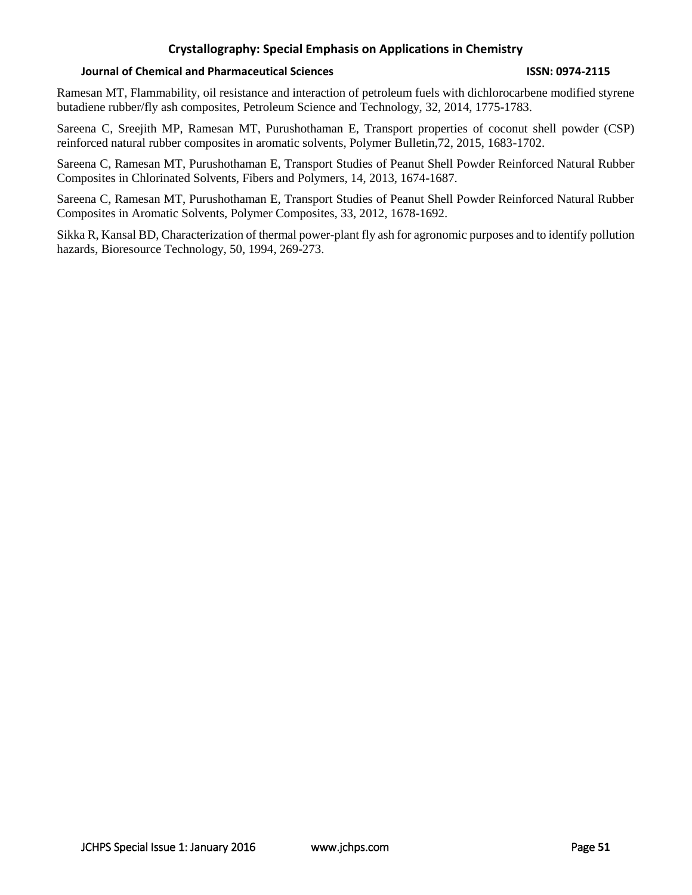Ramesan MT, Flammability, oil resistance and interaction of petroleum fuels with dichlorocarbene modified styrene butadiene rubber/fly ash composites, Petroleum Science and Technology, 32, 2014, 1775-1783.

Sareena C, Sreejith MP, Ramesan MT, Purushothaman E, Transport properties of coconut shell powder (CSP) reinforced natural rubber composites in aromatic solvents, Polymer Bulletin,72, 2015, 1683-1702.

Sareena C, Ramesan MT, Purushothaman E, Transport Studies of Peanut Shell Powder Reinforced Natural Rubber Composites in Chlorinated Solvents, Fibers and Polymers, 14, 2013, 1674-1687.

Sareena C, Ramesan MT, Purushothaman E, Transport Studies of Peanut Shell Powder Reinforced Natural Rubber Composites in Aromatic Solvents, Polymer Composites, 33, 2012, 1678-1692.

Sikka R, Kansal BD, Characterization of thermal power-plant fly ash for agronomic purposes and to identify pollution hazards, Bioresource Technology, 50, 1994, 269-273.